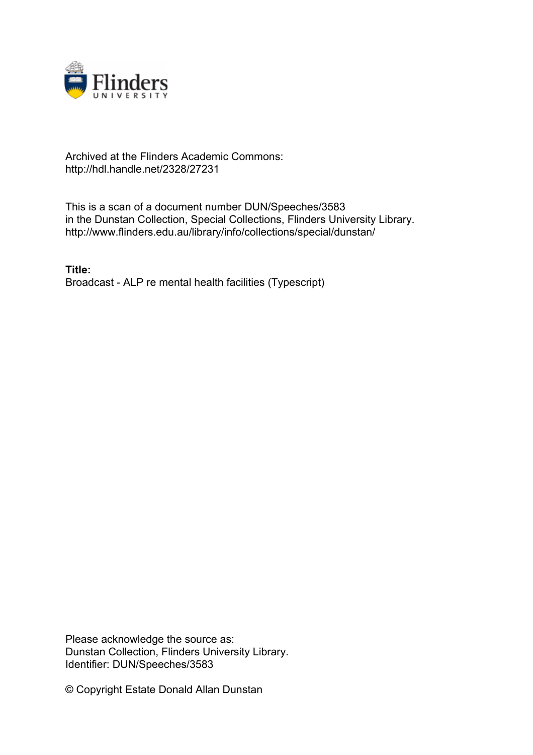Archived at the Flinders Academic Commons:
http://hdl.handle.net/2328/27231

This is a scan of a document number DUN/Speeches/3583
in the Dunstan Collection, Special Collections, Flinders University Library.
http://www.flinders.edu.au/library/info/collections/special/dunstan/

**Title:**
Broadcast - ALP re mental health facilities (Typescript)

Please acknowledge the source as:
Dunstan Collection, Flinders University Library.
Identifier: DUN/Speeches/3583

© Copyright Estate Donald Allan Dunstan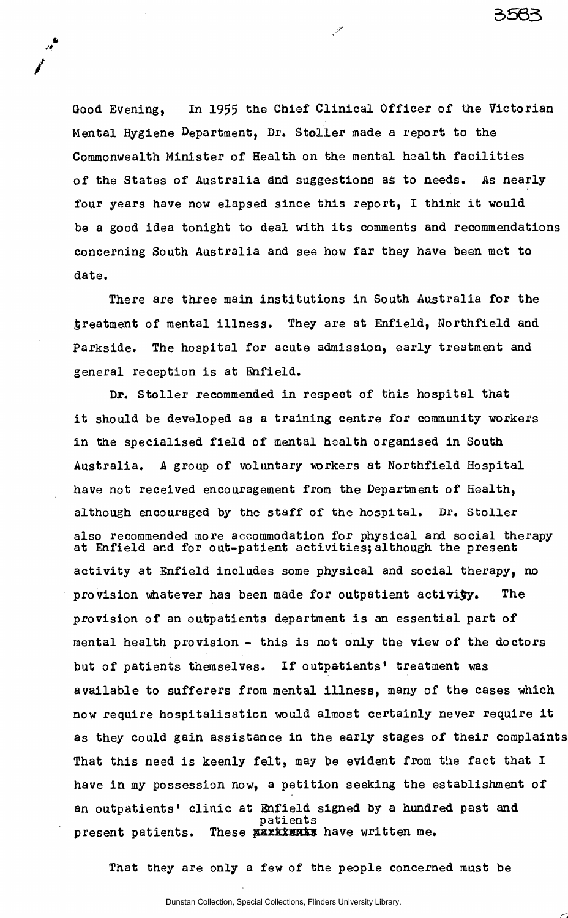Good Evening, In 1955 the Chief Clinical Officer of the Victorian Mental Hygiene Department, Dr. Stoller made a report to the Commonwealth Minister of Health on the mental health facilities of the States of Australia and suggestions as to needs. As nearly four years have now elapsed since this report, I think it would be a good idea tonight to deal with its comments and recommendations concerning South Australia and see how far they have been met to date.

There are three main institutions in South Australia for the treatment of mental illness. They are at Enfield, Northfield and Parkside. The hospital for acute admission, early treatment and general reception is at Enfield.

Dr. Stoller recommended in respect of this hospital that it should be developed as a training centre for community workers in the specialised field of mental health organised in South Australia. A group of voluntary workers at Northfield Hospital have not received encouragement from the Department of Health, although encouraged by the staff of the hospital. Dr. Stoller also recommended more accommodation for physical and social therapy at Enfield and for out-patient activities; although the present activity at Enfield includes some physical and social therapy, no provision whatever has been made for outpatient activity. The provision of an outpatients department is an essential part of mental health provision - this is not only the view of the doctors but of patients themselves. If outpatients' treatment was available to sufferers from mental illness, many of the cases which now require hospitalisation would almost certainly never require it as they could gain assistance in the early stages of their complaints That this need is keenly felt, may be evident from the fact that I have in my possession now, a petition seeking the establishment of an outpatients' clinic at Enfield signed by a hundred past and present patients. These patients have written me.

That they are only a few of the people concerned must be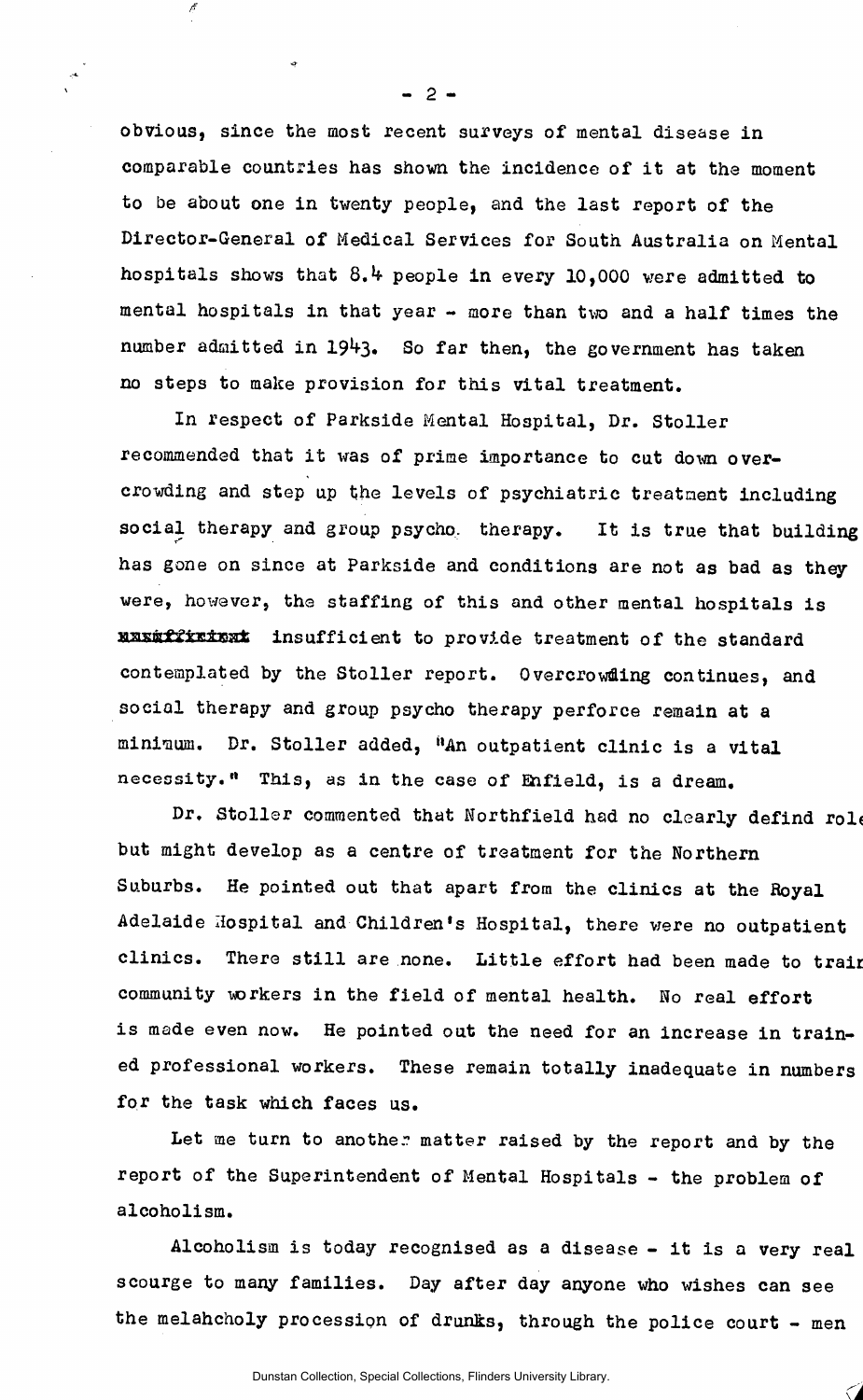obvious, since the most recent surveys of mental disease in comparable countries has shown the incidence of it at the moment to be about one in twenty people, and the last report of the Director-General of Medical Services for South Australia on Mental hospitals shows that 8.4 people in every 10,000 were admitted to mental hospitals in that year - more than two and a half times the number admitted in 1943. So far then, the government has taken no steps to make provision for this vital treatment.

In respect of Parkside Mental Hospital, Dr. Stoller recommended that it was of prime importance to cut down overcrowding and step up the levels of psychiatric treatment including social therapy and group psycho therapy. It is true that building has gone on since at Parkside and conditions are not as bad as they were, however, the staffing of this and other mental hospitals is ~~insufficient~~ insufficient to provide treatment of the standard contemplated by the Stoller report. Overcrowding continues, and social therapy and group psycho therapy perforce remain at a minimum. Dr. Stoller added, "An outpatient clinic is a vital necessity." This, as in the case of Enfield, is a dream.

Dr. Stoller commented that Northfield had no clearly defind role but might develop as a centre of treatment for the Northern Suburbs. He pointed out that apart from the clinics at the Royal Adelaide Hospital and Children's Hospital, there were no outpatient clinics. There still are none. Little effort had been made to train community workers in the field of mental health. No real effort is made even now. He pointed out the need for an increase in trained professional workers. These remain totally inadequate in numbers for the task which faces us.

Let me turn to another matter raised by the report and by the report of the Superintendent of Mental Hospitals - the problem of alcoholism.

Alcoholism is today recognised as a disease - it is a very real scourge to many families. Day after day anyone who wishes can see the melahcholy procession of drunks, through the police court - men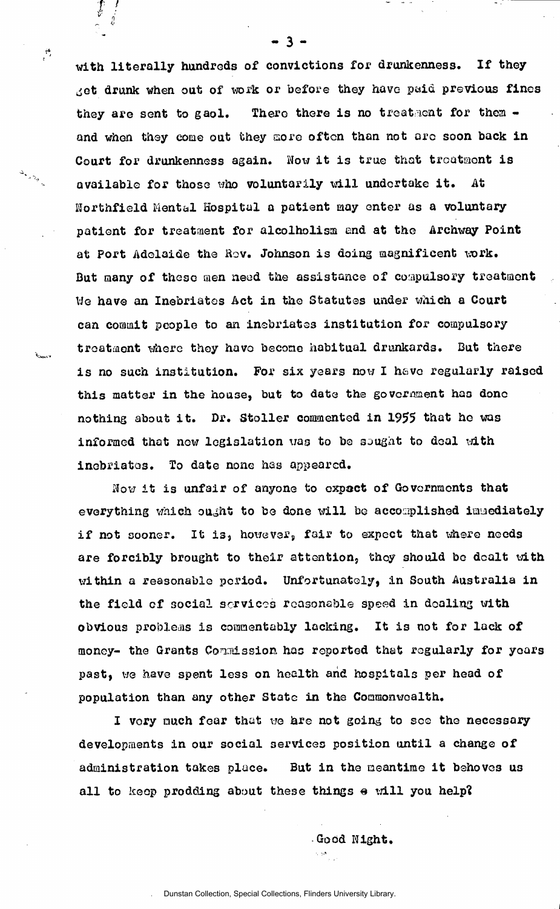with literally hundreds of convictions for drunkenness. If they get drunk when out of work or before they have paid previous fines they are sent to gaol. There there is no treatment for them - and when they come out they more often than not are soon back in Court for drunkenness again. Now it is true that treatment is available for those who voluntarily will undertake it. At Northfield Mental Hospital a patient may enter as a voluntary patient for treatment for alcolholism and at the Archway Point at Port Adelaide the Rev. Johnson is doing magnificent work. But many of these men need the assistance of compulsory treatment We have an Inebriates Act in the Statutes under which a Court can commit people to an inebriates institution for compulsory treatment where they have become habitual drunkards. But there is no such institution. For six years now I have regularly raised this matter in the house, but to date the government has done nothing about it. Dr. Stoller commented in 1955 that he was informed that new legislation was to be sought to deal with inebriates. To date none has appeared.

Now it is unfair of anyone to expect of Governments that everything which ought to be done will be accomplished immediately if not sooner. It is, however, fair to expect that where needs are forcibly brought to their attention, they should be dealt with within a reasonable period. Unfortunately, in South Australia in the field of social services reasonable speed in dealing with obvious problems is commentably lacking. It is not for lack of money- the Grants Commission has reported that regularly for years past, we have spent less on health and hospitals per head of population than any other State in the Commonwealth.

I very much fear that we are not going to see the necessary developments in our social services position until a change of administration takes place. But in the meantime it behoves us all to keep prodding about these things e will you help?

Good Night.

Dunstan Collection, Special Collections, Flinders University Library.